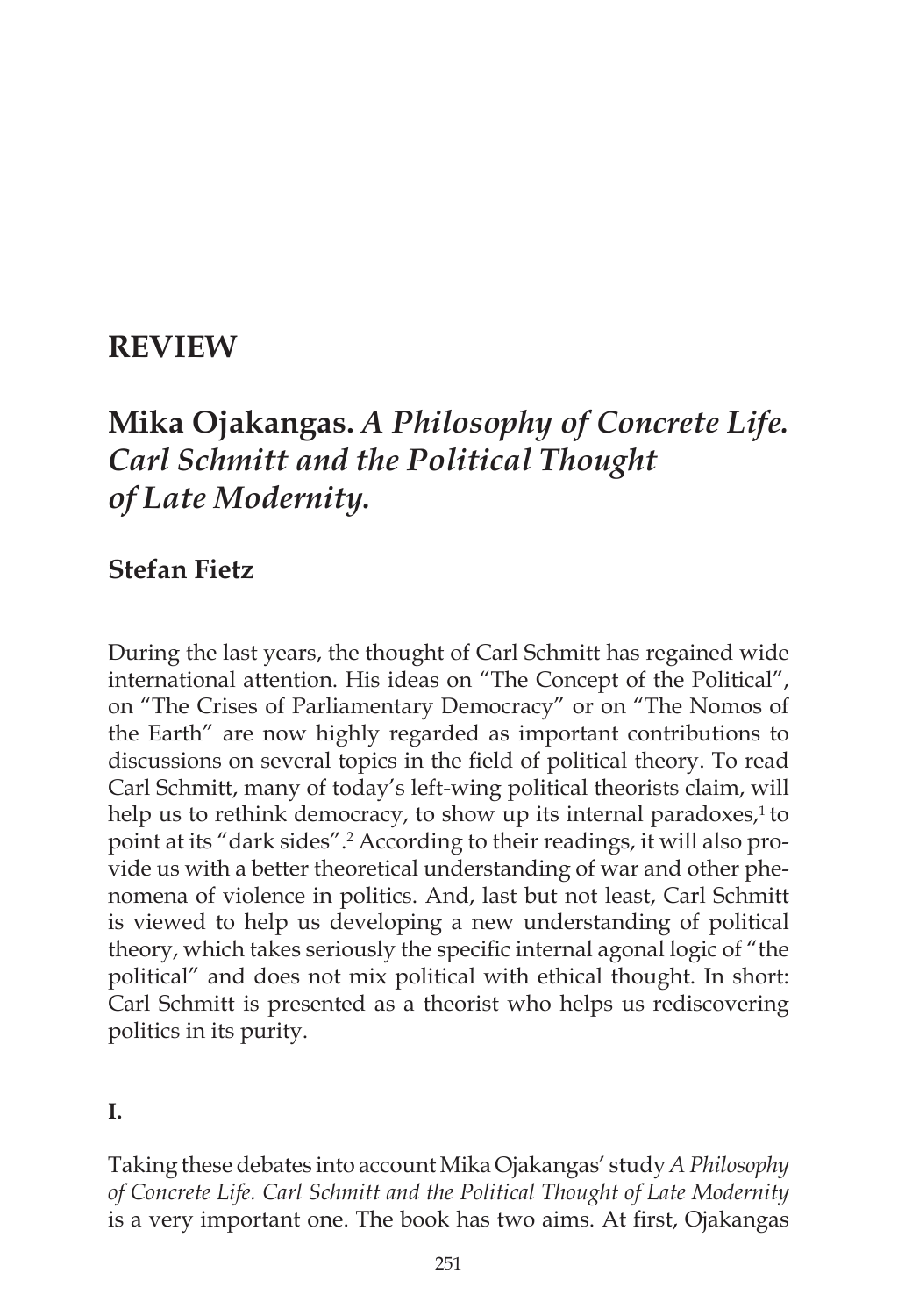# REVIEW

# Mika Ojakangas. *A Philosophy of Concrete Life. Carl Schmitt and the Political Thought of Late Modernity.*

**Stefan Fietz**

During the last years, the thought of Carl Schmitt has regained wide international attention. His ideas on "The Concept of the Political", on "The Crises of Parliamentary Democracy" or on "The Nomos of the Earth" are now highly regarded as important contributions to discussions on several topics in the field of political theory. To read Carl Schmitt, many of today's left-wing political theorists claim, will help us to rethink democracy, to show up its internal paradoxes,[1] to point at its "dark sides".[2] According to their readings, it will also provide us with a better theoretical understanding of war and other phenomena of violence in politics. And, last but not least, Carl Schmitt is viewed to help us developing a new understanding of political theory, which takes seriously the specific internal agonal logic of "the political" and does not mix political with ethical thought. In short: Carl Schmitt is presented as a theorist who helps us rediscovering politics in its purity.

**I.**

Taking these debates into account Mika Ojakangas' study *A Philosophy of Concrete Life. Carl Schmitt and the Political Thought of Late Modernity* is a very important one. The book has two aims. At first, Ojakangas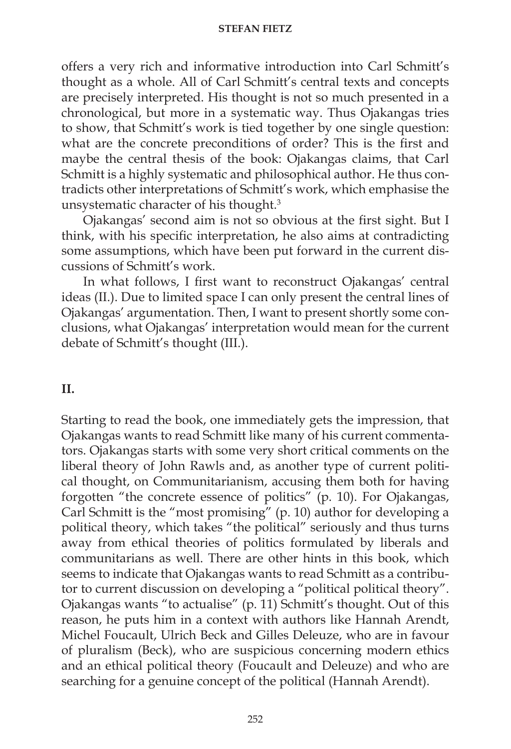offers a very rich and informative introduction into Carl Schmitt's thought as a whole. All of Carl Schmitt's central texts and concepts are precisely interpreted. His thought is not so much presented in a chronological, but more in a systematic way. Thus Ojakangas tries to show, that Schmitt's work is tied together by one single question: what are the concrete preconditions of order? This is the first and maybe the central thesis of the book: Ojakangas claims, that Carl Schmitt is a highly systematic and philosophical author. He thus contradicts other interpretations of Schmitt's work, which emphasise the unsystematic character of his thought.[3]

Ojakangas' second aim is not so obvious at the first sight. But I think, with his specific interpretation, he also aims at contradicting some assumptions, which have been put forward in the current discussions of Schmitt's work.

In what follows, I first want to reconstruct Ojakangas' central ideas (II.). Due to limited space I can only present the central lines of Ojakangas' argumentation. Then, I want to present shortly some conclusions, what Ojakangas' interpretation would mean for the current debate of Schmitt's thought (III.).

## II.

Starting to read the book, one immediately gets the impression, that Ojakangas wants to read Schmitt like many of his current commentators. Ojakangas starts with some very short critical comments on the liberal theory of John Rawls and, as another type of current political thought, on Communitarianism, accusing them both for having forgotten "the concrete essence of politics" (p. 10). For Ojakangas, Carl Schmitt is the "most promising" (p. 10) author for developing a political theory, which takes "the political" seriously and thus turns away from ethical theories of politics formulated by liberals and communitarians as well. There are other hints in this book, which seems to indicate that Ojakangas wants to read Schmitt as a contributor to current discussion on developing a "political political theory". Ojakangas wants "to actualise" (p. 11) Schmitt's thought. Out of this reason, he puts him in a context with authors like Hannah Arendt, Michel Foucault, Ulrich Beck and Gilles Deleuze, who are in favour of pluralism (Beck), who are suspicious concerning modern ethics and an ethical political theory (Foucault and Deleuze) and who are searching for a genuine concept of the political (Hannah Arendt).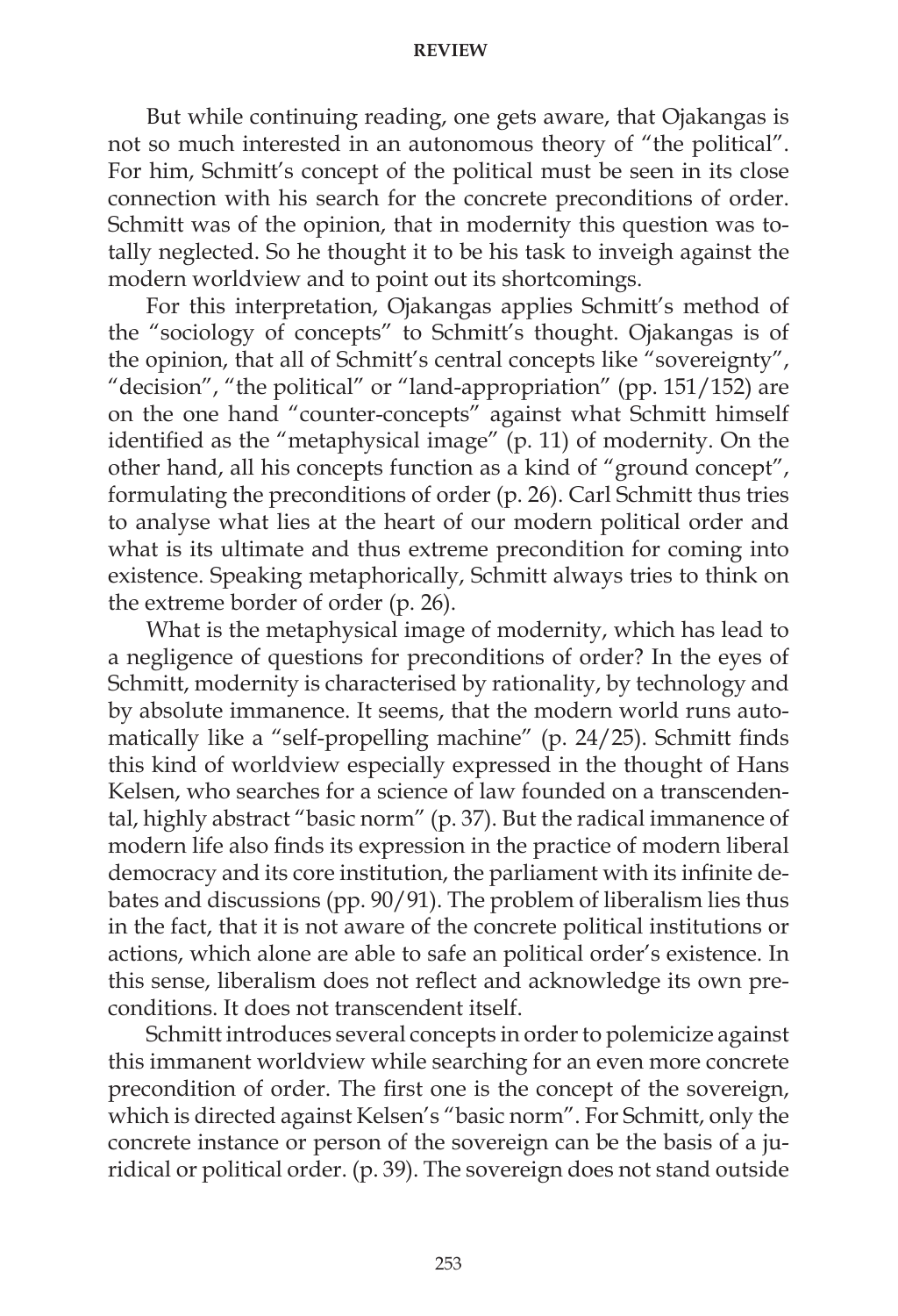But while continuing reading, one gets aware, that Ojakangas is not so much interested in an autonomous theory of "the political". For him, Schmitt's concept of the political must be seen in its close connection with his search for the concrete preconditions of order. Schmitt was of the opinion, that in modernity this question was totally neglected. So he thought it to be his task to inveigh against the modern worldview and to point out its shortcomings.

For this interpretation, Ojakangas applies Schmitt's method of the "sociology of concepts" to Schmitt's thought. Ojakangas is of the opinion, that all of Schmitt's central concepts like "sovereignty", "decision", "the political" or "land-appropriation" (pp. 151/152) are on the one hand "counter-concepts" against what Schmitt himself identified as the "metaphysical image" (p. 11) of modernity. On the other hand, all his concepts function as a kind of "ground concept", formulating the preconditions of order (p. 26). Carl Schmitt thus tries to analyse what lies at the heart of our modern political order and what is its ultimate and thus extreme precondition for coming into existence. Speaking metaphorically, Schmitt always tries to think on the extreme border of order (p. 26).

What is the metaphysical image of modernity, which has lead to a negligence of questions for preconditions of order? In the eyes of Schmitt, modernity is characterised by rationality, by technology and by absolute immanence. It seems, that the modern world runs automatically like a "self-propelling machine" (p. 24/25). Schmitt finds this kind of worldview especially expressed in the thought of Hans Kelsen, who searches for a science of law founded on a transcendental, highly abstract "basic norm" (p. 37). But the radical immanence of modern life also finds its expression in the practice of modern liberal democracy and its core institution, the parliament with its infinite debates and discussions (pp. 90/91). The problem of liberalism lies thus in the fact, that it is not aware of the concrete political institutions or actions, which alone are able to safe an political order's existence. In this sense, liberalism does not reflect and acknowledge its own preconditions. It does not transcendent itself.

Schmitt introduces several concepts in order to polemicize against this immanent worldview while searching for an even more concrete precondition of order. The first one is the concept of the sovereign, which is directed against Kelsen's "basic norm". For Schmitt, only the concrete instance or person of the sovereign can be the basis of a juridical or political order. (p. 39). The sovereign does not stand outside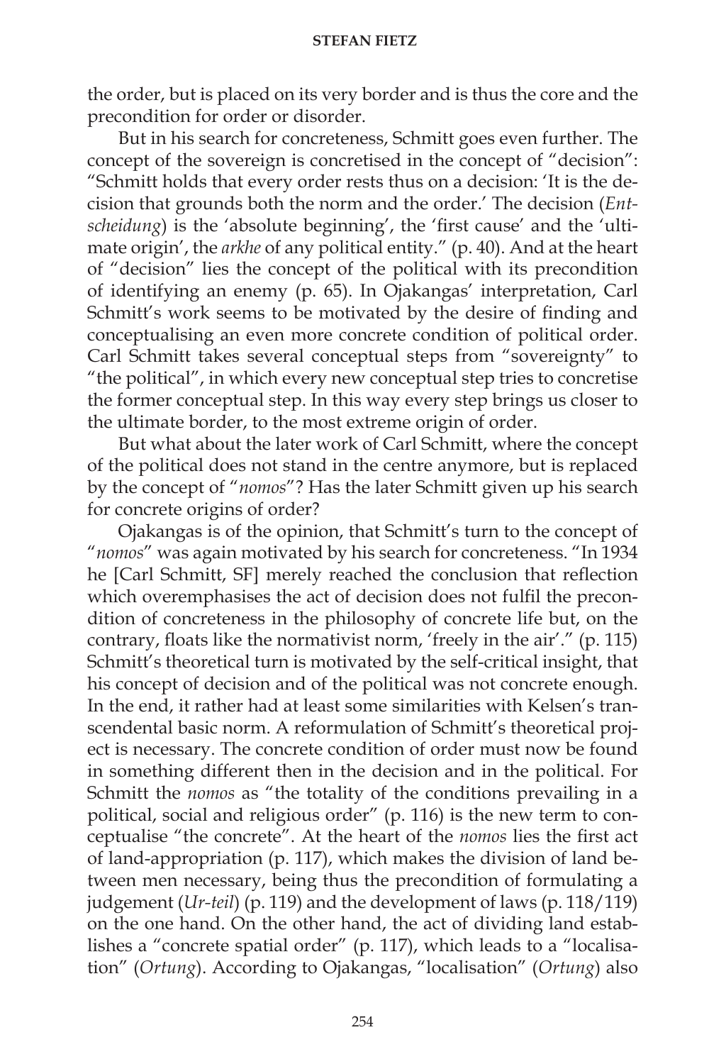the order, but is placed on its very border and is thus the core and the precondition for order or disorder.

But in his search for concreteness, Schmitt goes even further. The concept of the sovereign is concretised in the concept of "decision": "Schmitt holds that every order rests thus on a decision: 'It is the decision that grounds both the norm and the order.' The decision (*Entscheidung*) is the 'absolute beginning', the 'first cause' and the 'ultimate origin', the *arkhe* of any political entity." (p. 40). And at the heart of "decision" lies the concept of the political with its precondition of identifying an enemy (p. 65). In Ojakangas' interpretation, Carl Schmitt's work seems to be motivated by the desire of finding and conceptualising an even more concrete condition of political order. Carl Schmitt takes several conceptual steps from "sovereignty" to "the political", in which every new conceptual step tries to concretise the former conceptual step. In this way every step brings us closer to the ultimate border, to the most extreme origin of order.

But what about the later work of Carl Schmitt, where the concept of the political does not stand in the centre anymore, but is replaced by the concept of "*nomos*"? Has the later Schmitt given up his search for concrete origins of order?

Ojakangas is of the opinion, that Schmitt's turn to the concept of "*nomos*" was again motivated by his search for concreteness. "In 1934 he [Carl Schmitt, SF] merely reached the conclusion that reflection which overemphasises the act of decision does not fulfil the precondition of concreteness in the philosophy of concrete life but, on the contrary, floats like the normativist norm, 'freely in the air'." (p. 115) Schmitt's theoretical turn is motivated by the self-critical insight, that his concept of decision and of the political was not concrete enough. In the end, it rather had at least some similarities with Kelsen's transcendental basic norm. A reformulation of Schmitt's theoretical project is necessary. The concrete condition of order must now be found in something different then in the decision and in the political. For Schmitt the *nomos* as "the totality of the conditions prevailing in a political, social and religious order" (p. 116) is the new term to conceptualise "the concrete". At the heart of the *nomos* lies the first act of land-appropriation (p. 117), which makes the division of land between men necessary, being thus the precondition of formulating a judgement (*Ur-teil*) (p. 119) and the development of laws (p. 118/119) on the one hand. On the other hand, the act of dividing land establishes a "concrete spatial order" (p. 117), which leads to a "localisation" (*Ortung*). According to Ojakangas, "localisation" (*Ortung*) also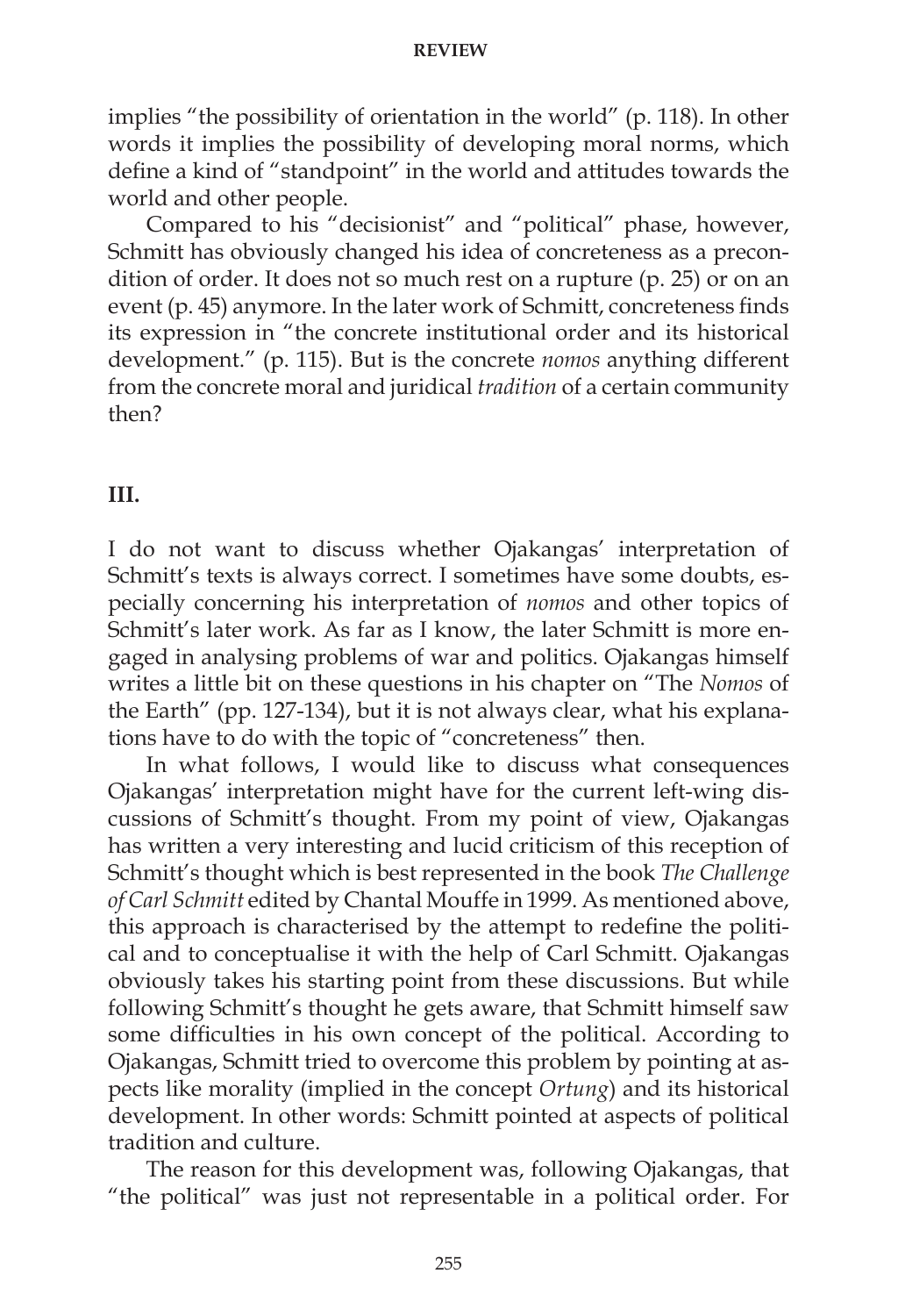implies "the possibility of orientation in the world" (p. 118). In other words it implies the possibility of developing moral norms, which define a kind of "standpoint" in the world and attitudes towards the world and other people.

Compared to his "decisionist" and "political" phase, however, Schmitt has obviously changed his idea of concreteness as a precondition of order. It does not so much rest on a rupture (p. 25) or on an event (p. 45) anymore. In the later work of Schmitt, concreteness finds its expression in "the concrete institutional order and its historical development." (p. 115). But is the concrete *nomos* anything different from the concrete moral and juridical *tradition* of a certain community then?

## III.

I do not want to discuss whether Ojakangas' interpretation of Schmitt's texts is always correct. I sometimes have some doubts, especially concerning his interpretation of *nomos* and other topics of Schmitt's later work. As far as I know, the later Schmitt is more engaged in analysing problems of war and politics. Ojakangas himself writes a little bit on these questions in his chapter on "The *Nomos* of the Earth" (pp. 127-134), but it is not always clear, what his explanations have to do with the topic of "concreteness" then.

In what follows, I would like to discuss what consequences Ojakangas' interpretation might have for the current left-wing discussions of Schmitt's thought. From my point of view, Ojakangas has written a very interesting and lucid criticism of this reception of Schmitt's thought which is best represented in the book *The Challenge of Carl Schmitt* edited by Chantal Mouffe in 1999. As mentioned above, this approach is characterised by the attempt to redefine the political and to conceptualise it with the help of Carl Schmitt. Ojakangas obviously takes his starting point from these discussions. But while following Schmitt's thought he gets aware, that Schmitt himself saw some difficulties in his own concept of the political. According to Ojakangas, Schmitt tried to overcome this problem by pointing at aspects like morality (implied in the concept *Ortung*) and its historical development. In other words: Schmitt pointed at aspects of political tradition and culture.

The reason for this development was, following Ojakangas, that "the political" was just not representable in a political order. For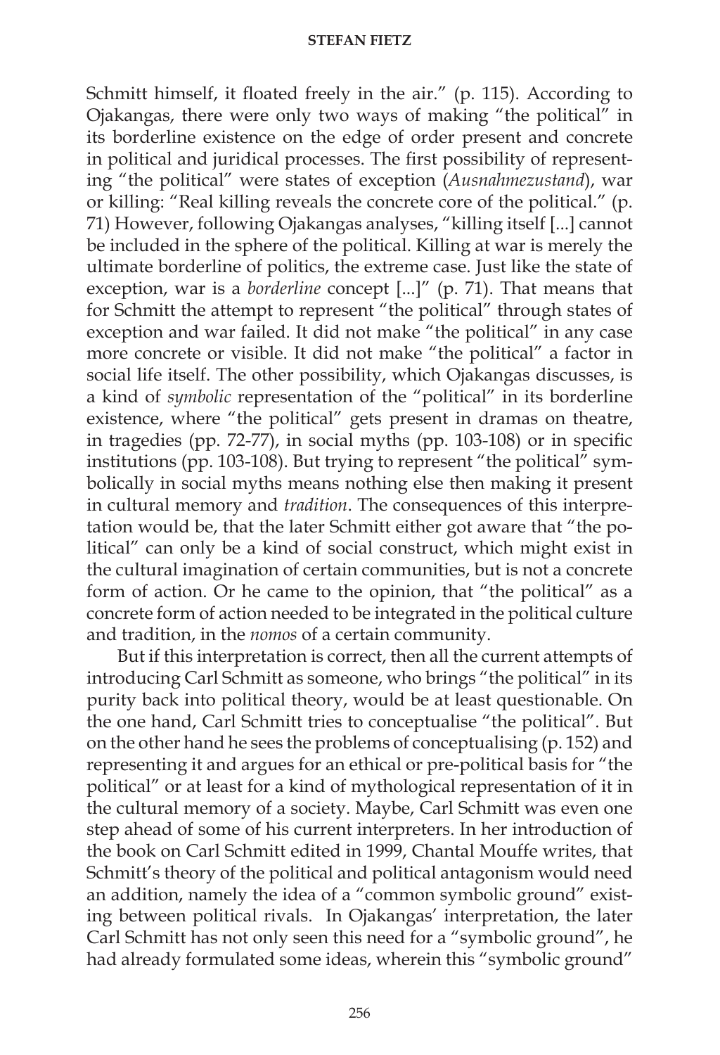Schmitt himself, it floated freely in the air." (p. 115). According to Ojakangas, there were only two ways of making "the political" in its borderline existence on the edge of order present and concrete in political and juridical processes. The first possibility of representing "the political" were states of exception (*Ausnahmezustand*), war or killing: "Real killing reveals the concrete core of the political." (p. 71) However, following Ojakangas analyses, "killing itself [...] cannot be included in the sphere of the political. Killing at war is merely the ultimate borderline of politics, the extreme case. Just like the state of exception, war is a *borderline* concept [...]" (p. 71). That means that for Schmitt the attempt to represent "the political" through states of exception and war failed. It did not make "the political" in any case more concrete or visible. It did not make "the political" a factor in social life itself. The other possibility, which Ojakangas discusses, is a kind of *symbolic* representation of the "political" in its borderline existence, where "the political" gets present in dramas on theatre, in tragedies (pp. 72-77), in social myths (pp. 103-108) or in specific institutions (pp. 103-108). But trying to represent "the political" symbolically in social myths means nothing else then making it present in cultural memory and *tradition*. The consequences of this interpretation would be, that the later Schmitt either got aware that "the political" can only be a kind of social construct, which might exist in the cultural imagination of certain communities, but is not a concrete form of action. Or he came to the opinion, that "the political" as a concrete form of action needed to be integrated in the political culture and tradition, in the *nomos* of a certain community.

But if this interpretation is correct, then all the current attempts of introducing Carl Schmitt as someone, who brings "the political" in its purity back into political theory, would be at least questionable. On the one hand, Carl Schmitt tries to conceptualise "the political". But on the other hand he sees the problems of conceptualising (p. 152) and representing it and argues for an ethical or pre-political basis for "the political" or at least for a kind of mythological representation of it in the cultural memory of a society. Maybe, Carl Schmitt was even one step ahead of some of his current interpreters. In her introduction of the book on Carl Schmitt edited in 1999, Chantal Mouffe writes, that Schmitt's theory of the political and political antagonism would need an addition, namely the idea of a "common symbolic ground" existing between political rivals. In Ojakangas' interpretation, the later Carl Schmitt has not only seen this need for a "symbolic ground", he had already formulated some ideas, wherein this "symbolic ground"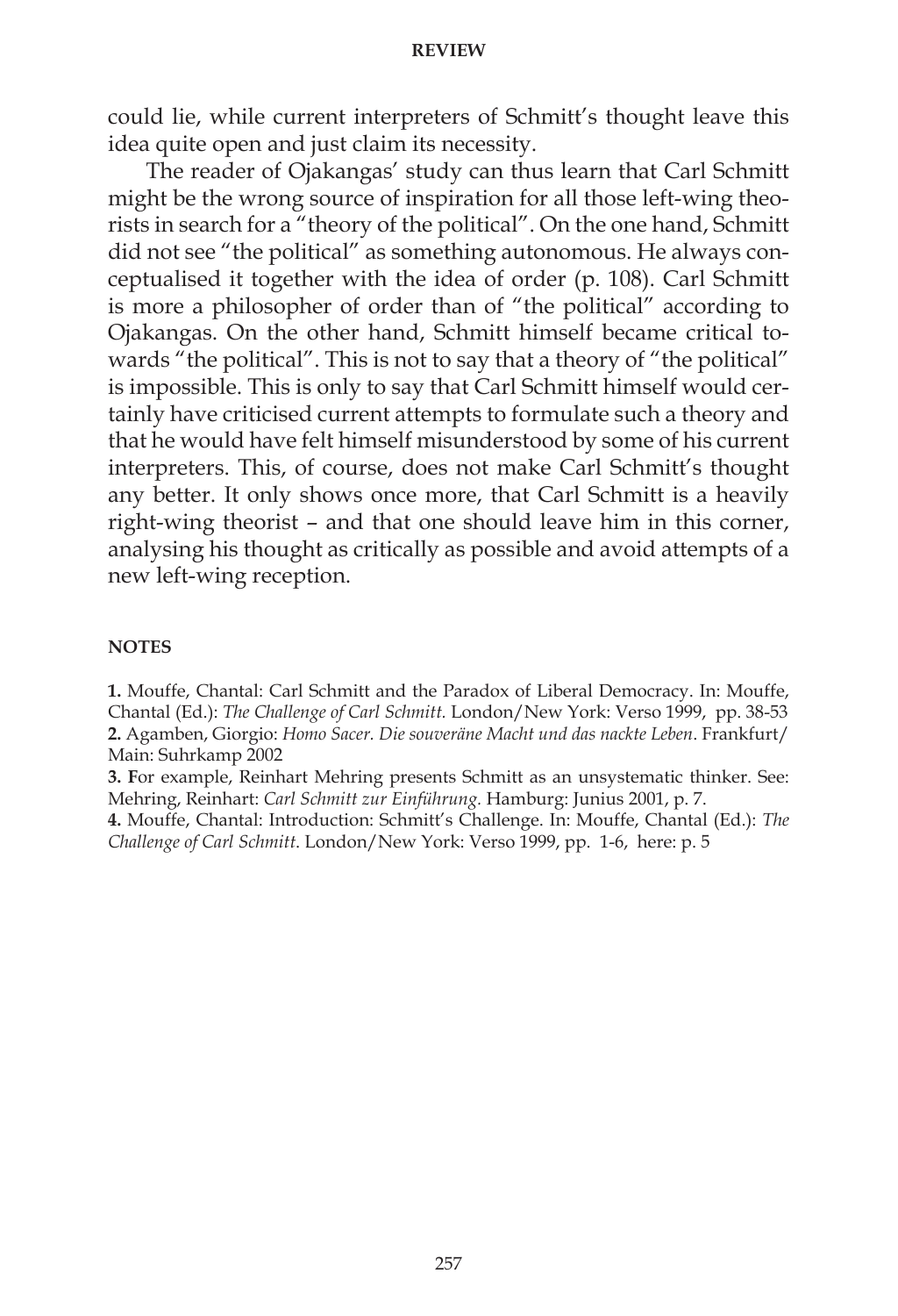could lie, while current interpreters of Schmitt's thought leave this idea quite open and just claim its necessity.

The reader of Ojakangas' study can thus learn that Carl Schmitt might be the wrong source of inspiration for all those left-wing theorists in search for a "theory of the political". On the one hand, Schmitt did not see "the political" as something autonomous. He always conceptualised it together with the idea of order (p. 108). Carl Schmitt is more a philosopher of order than of "the political" according to Ojakangas. On the other hand, Schmitt himself became critical towards "the political". This is not to say that a theory of "the political" is impossible. This is only to say that Carl Schmitt himself would certainly have criticised current attempts to formulate such a theory and that he would have felt himself misunderstood by some of his current interpreters. This, of course, does not make Carl Schmitt's thought any better. It only shows once more, that Carl Schmitt is a heavily right-wing theorist – and that one should leave him in this corner, analysing his thought as critically as possible and avoid attempts of a new left-wing reception.

## NOTES

**1.** Mouffe, Chantal: Carl Schmitt and the Paradox of Liberal Democracy. In: Mouffe, Chantal (Ed.): *The Challenge of Carl Schmitt.* London/New York: Verso 1999, pp. 38-53

**2.** Agamben, Giorgio: *Homo Sacer. Die souveräne Macht und das nackte Leben*. Frankfurt/Main: Suhrkamp 2002

**3.** For example, Reinhart Mehring presents Schmitt as an unsystematic thinker. See: Mehring, Reinhart: *Carl Schmitt zur Einführung.* Hamburg: Junius 2001, p. 7.

**4.** Mouffe, Chantal: Introduction: Schmitt's Challenge. In: Mouffe, Chantal (Ed.): *The Challenge of Carl Schmitt*. London/New York: Verso 1999, pp. 1-6, here: p. 5